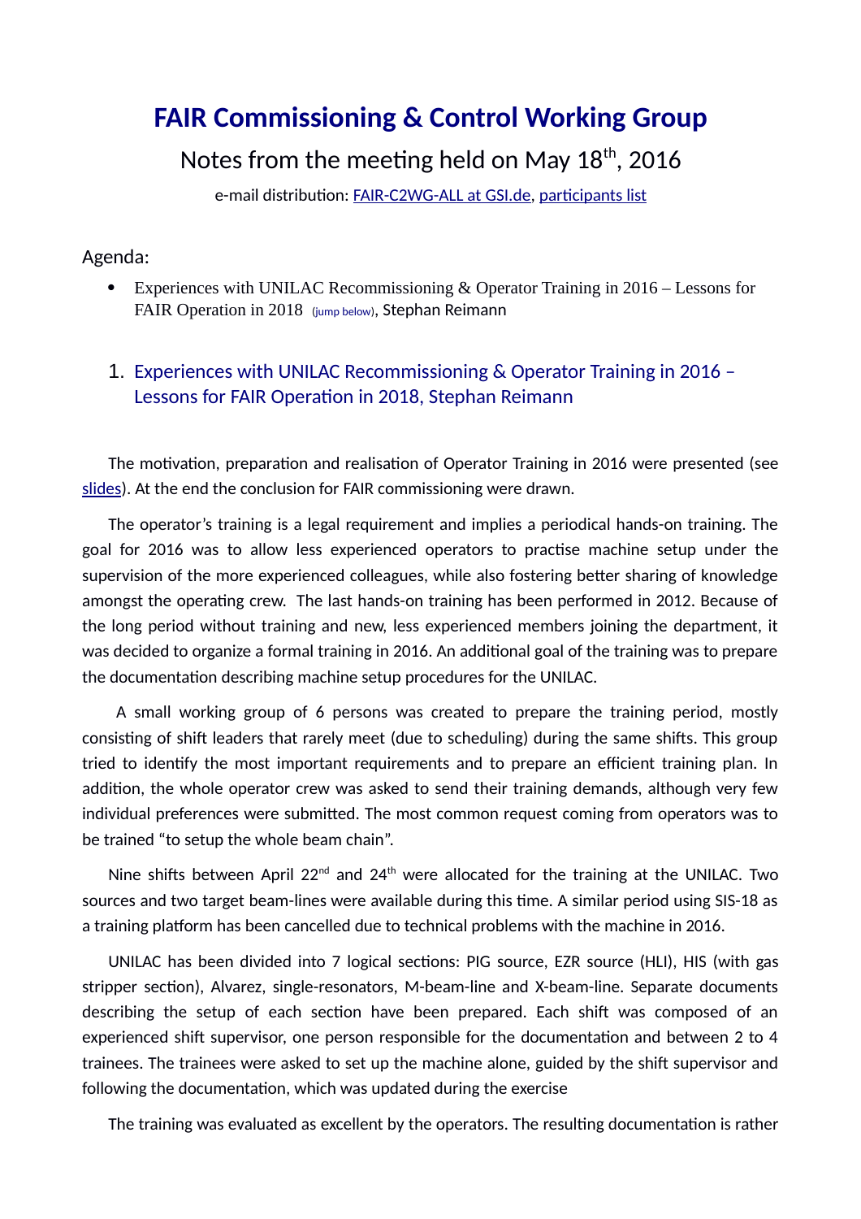# FAIR Commissioning & Control Working Group

Notes from the meeting held on May 18th, 2016

e-mail distribution: FAIR-C2WG-ALL at GSI.de, participants list

Agenda:

- Experiences with UNILAC Recommissioning & Operator Training in 2016 – Lessons for FAIR Operation in 2018 (jump below), Stephan Reimann

## 1. Experiences with UNILAC Recommissioning & Operator Training in 2016 – Lessons for FAIR Operation in 2018, Stephan Reimann

The motivation, preparation and realisation of Operator Training in 2016 were presented (see slides). At the end the conclusion for FAIR commissioning were drawn.

The operator's training is a legal requirement and implies a periodical hands-on training. The goal for 2016 was to allow less experienced operators to practise machine setup under the supervision of the more experienced colleagues, while also fostering better sharing of knowledge amongst the operating crew. The last hands-on training has been performed in 2012. Because of the long period without training and new, less experienced members joining the department, it was decided to organize a formal training in 2016. An additional goal of the training was to prepare the documentation describing machine setup procedures for the UNILAC.

A small working group of 6 persons was created to prepare the training period, mostly consisting of shift leaders that rarely meet (due to scheduling) during the same shifts. This group tried to identify the most important requirements and to prepare an efficient training plan. In addition, the whole operator crew was asked to send their training demands, although very few individual preferences were submitted. The most common request coming from operators was to be trained "to setup the whole beam chain".

Nine shifts between April 22nd and 24th were allocated for the training at the UNILAC. Two sources and two target beam-lines were available during this time. A similar period using SIS-18 as a training platform has been cancelled due to technical problems with the machine in 2016.

UNILAC has been divided into 7 logical sections: PIG source, EZR source (HLI), HIS (with gas stripper section), Alvarez, single-resonators, M-beam-line and X-beam-line. Separate documents describing the setup of each section have been prepared. Each shift was composed of an experienced shift supervisor, one person responsible for the documentation and between 2 to 4 trainees. The trainees were asked to set up the machine alone, guided by the shift supervisor and following the documentation, which was updated during the exercise

The training was evaluated as excellent by the operators. The resulting documentation is rather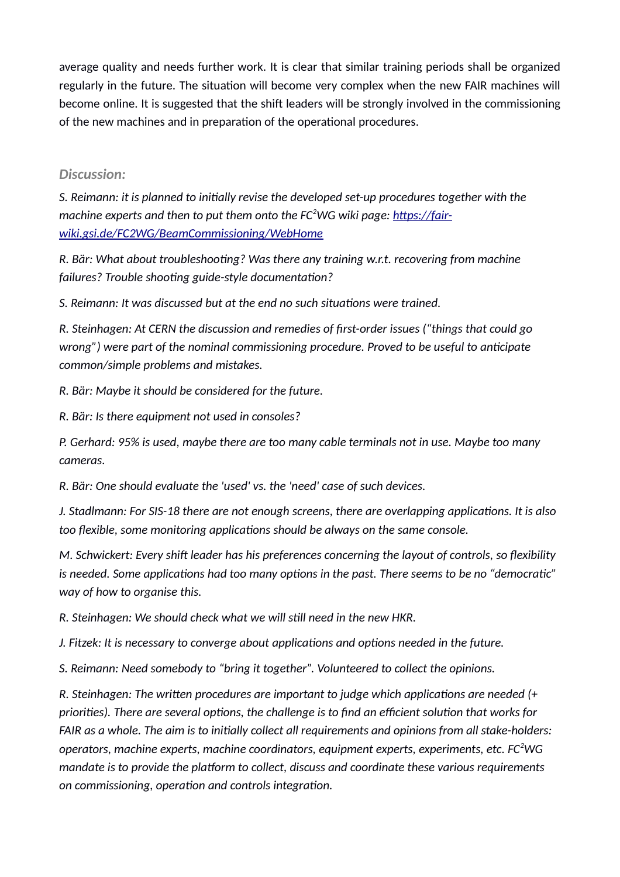average quality and needs further work. It is clear that similar training periods shall be organized regularly in the future. The situation will become very complex when the new FAIR machines will become online. It is suggested that the shift leaders will be strongly involved in the commissioning of the new machines and in preparation of the operational procedures.

### *Discussion:*

*S. Reimann: it is planned to initially revise the developed set-up procedures together with the machine experts and then to put them onto the FC$^2$WG wiki page: [https://fair-wiki.gsi.de/FC2WG/BeamCommissioning/WebHome](https://fair-wiki.gsi.de/FC2WG/BeamCommissioning/WebHome)*

*R. Bär: What about troubleshooting? Was there any training w.r.t. recovering from machine failures? Trouble shooting guide-style documentation?*

*S. Reimann: It was discussed but at the end no such situations were trained.*

*R. Steinhagen: At CERN the discussion and remedies of first-order issues ("things that could go wrong") were part of the nominal commissioning procedure. Proved to be useful to anticipate common/simple problems and mistakes.*

*R. Bär: Maybe it should be considered for the future.*

*R. Bär: Is there equipment not used in consoles?*

*P. Gerhard: 95% is used, maybe there are too many cable terminals not in use. Maybe too many cameras.*

*R. Bär: One should evaluate the 'used' vs. the 'need' case of such devices.*

*J. Stadlmann: For SIS-18 there are not enough screens, there are overlapping applications. It is also too flexible, some monitoring applications should be always on the same console.*

*M. Schwickert: Every shift leader has his preferences concerning the layout of controls, so flexibility is needed. Some applications had too many options in the past. There seems to be no "democratic" way of how to organise this.*

*R. Steinhagen: We should check what we will still need in the new HKR.*

*J. Fitzek: It is necessary to converge about applications and options needed in the future.*

*S. Reimann: Need somebody to "bring it together". Volunteered to collect the opinions.*

*R. Steinhagen: The written procedures are important to judge which applications are needed (+ priorities). There are several options, the challenge is to find an efficient solution that works for FAIR as a whole. The aim is to initially collect all requirements and opinions from all stake-holders: operators, machine experts, machine coordinators, equipment experts, experiments, etc. FC$^2$WG mandate is to provide the platform to collect, discuss and coordinate these various requirements on commissioning, operation and controls integration.*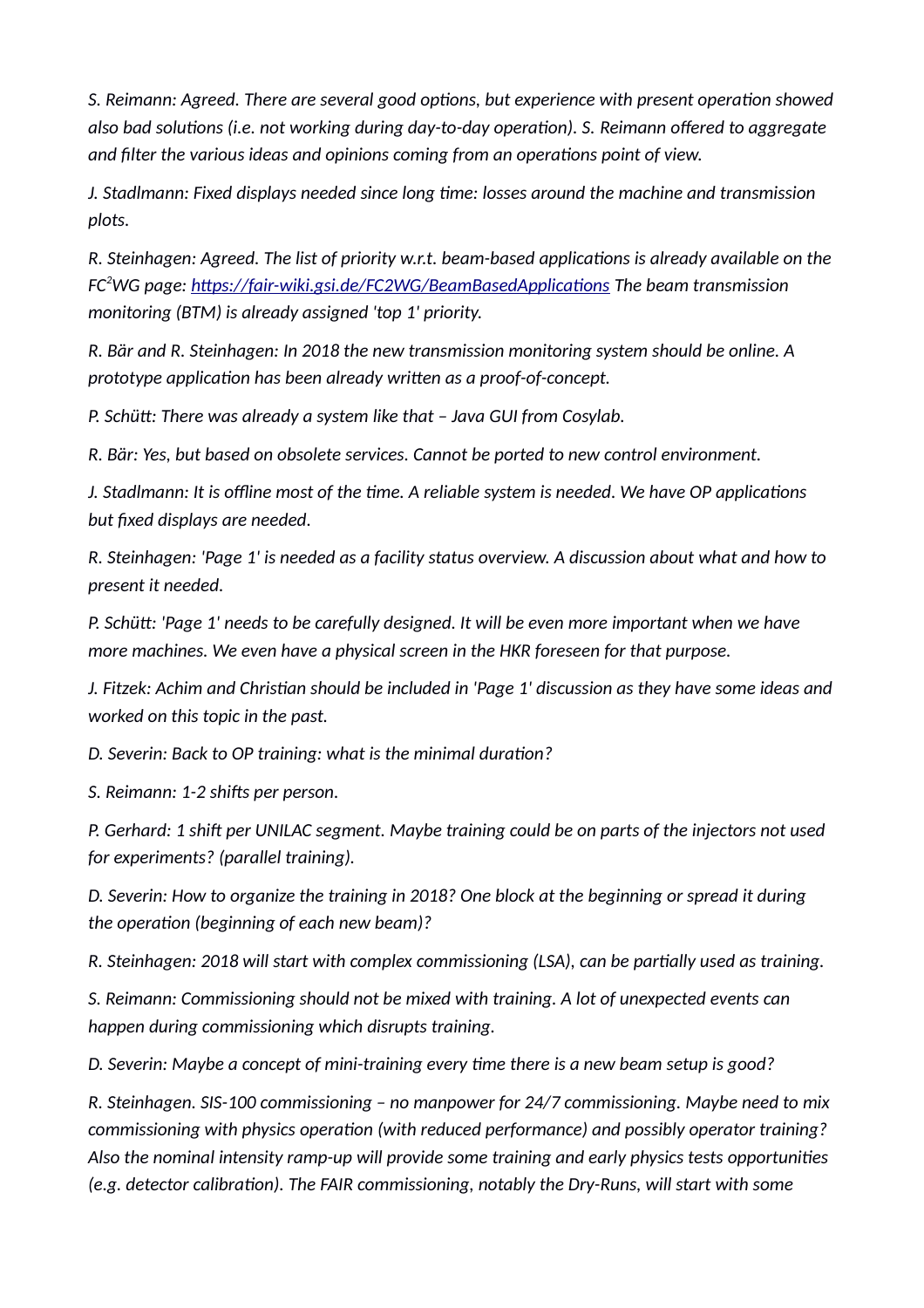*S. Reimann: Agreed. There are several good options, but experience with present operation showed also bad solutions (i.e. not working during day-to-day operation). S. Reimann offered to aggregate and filter the various ideas and opinions coming from an operations point of view.*

*J. Stadlmann: Fixed displays needed since long time: losses around the machine and transmission plots.*

*R. Steinhagen: Agreed. The list of priority w.r.t. beam-based applications is already available on the FC²WG page: [https://fair-wiki.gsi.de/FC2WG/BeamBasedApplications](https://fair-wiki.gsi.de/FC2WG/BeamBasedApplications) The beam transmission monitoring (BTM) is already assigned 'top 1' priority.*

*R. Bär and R. Steinhagen: In 2018 the new transmission monitoring system should be online. A prototype application has been already written as a proof-of-concept.*

*P. Schütt: There was already a system like that – Java GUI from Cosylab.*

*R. Bär: Yes, but based on obsolete services. Cannot be ported to new control environment.*

*J. Stadlmann: It is offline most of the time. A reliable system is needed. We have OP applications but fixed displays are needed.*

*R. Steinhagen: 'Page 1' is needed as a facility status overview. A discussion about what and how to present it needed.*

*P. Schütt: 'Page 1' needs to be carefully designed. It will be even more important when we have more machines. We even have a physical screen in the HKR foreseen for that purpose.*

*J. Fitzek: Achim and Christian should be included in 'Page 1' discussion as they have some ideas and worked on this topic in the past.*

*D. Severin: Back to OP training: what is the minimal duration?*

*S. Reimann: 1-2 shifts per person.*

*P. Gerhard: 1 shift per UNILAC segment. Maybe training could be on parts of the injectors not used for experiments? (parallel training).*

*D. Severin: How to organize the training in 2018? One block at the beginning or spread it during the operation (beginning of each new beam)?*

*R. Steinhagen: 2018 will start with complex commissioning (LSA), can be partially used as training.*

*S. Reimann: Commissioning should not be mixed with training. A lot of unexpected events can happen during commissioning which disrupts training.*

*D. Severin: Maybe a concept of mini-training every time there is a new beam setup is good?*

*R. Steinhagen. SIS-100 commissioning – no manpower for 24/7 commissioning. Maybe need to mix commissioning with physics operation (with reduced performance) and possibly operator training? Also the nominal intensity ramp-up will provide some training and early physics tests opportunities (e.g. detector calibration). The FAIR commissioning, notably the Dry-Runs, will start with some*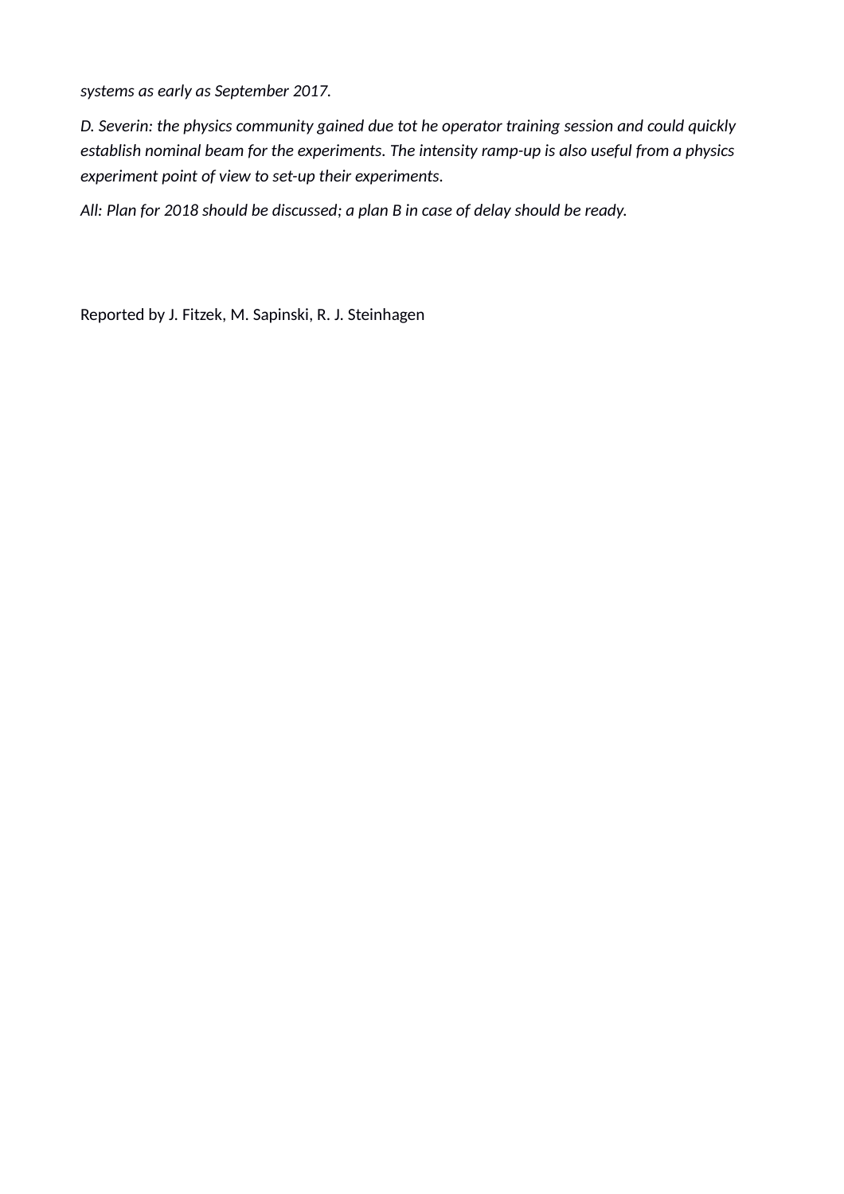*systems as early as September 2017.*

*D. Severin: the physics community gained due tot he operator training session and could quickly establish nominal beam for the experiments. The intensity ramp-up is also useful from a physics experiment point of view to set-up their experiments.*

*All: Plan for 2018 should be discussed; a plan B in case of delay should be ready.*

Reported by J. Fitzek, M. Sapinski, R. J. Steinhagen